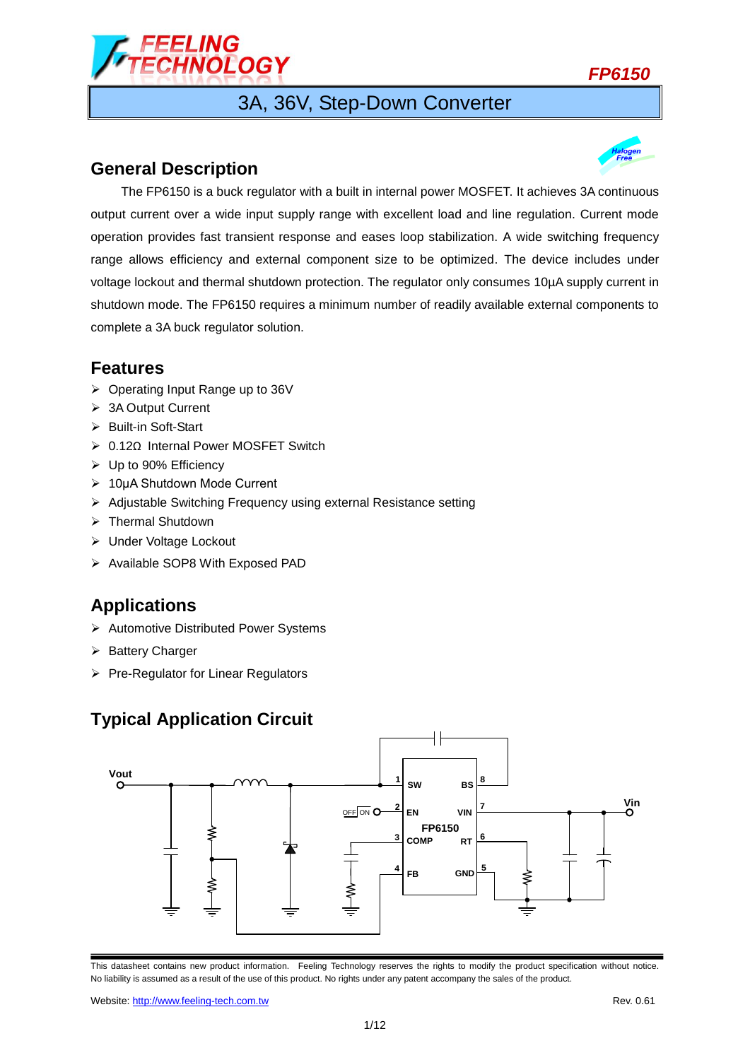# FP6150

## 3A, 36V, Step-Down Converter

Halogen Free

## General Description

The FP6150 is a buck regulator with a built in internal power MOSFET. It achieves 3A continuous output current over a wide input supply range with excellent load and line regulation. Current mode operation provides fast transient response and eases loop stabilization. A wide switching frequency range allows efficiency and external component size to be optimized. The device includes under voltage lockout and thermal shutdown protection. The regulator only consumes 10μA supply current in shutdown mode. The FP6150 requires a minimum number of readily available external components to complete a 3A buck regulator solution.

## Features

- Operating Input Range up to 36V
- 3A Output Current
- Built-in Soft-Start
- 0.12Ω Internal Power MOSFET Switch
- Up to 90% Efficiency
- 10μA Shutdown Mode Current
- Adjustable Switching Frequency using external Resistance setting
- Thermal Shutdown
- Under Voltage Lockout
- Available SOP8 With Exposed PAD

## Applications

- Automotive Distributed Power Systems
- Battery Charger
- Pre-Regulator for Linear Regulators

## Typical Application Circuit

Vout

Vin

OFF ON

FP6150

1 SW
2 EN
3 COMP
4 FB
5 GND
6 RT
7 VIN
8 BS

---

This datasheet contains new product information. Feeling Technology reserves the rights to modify the product specification without notice. No liability is assumed as a result of the use of this product. No rights under any patent accompany the sales of the product.

Website: http://www.feeling-tech.com.tw

Rev. 0.61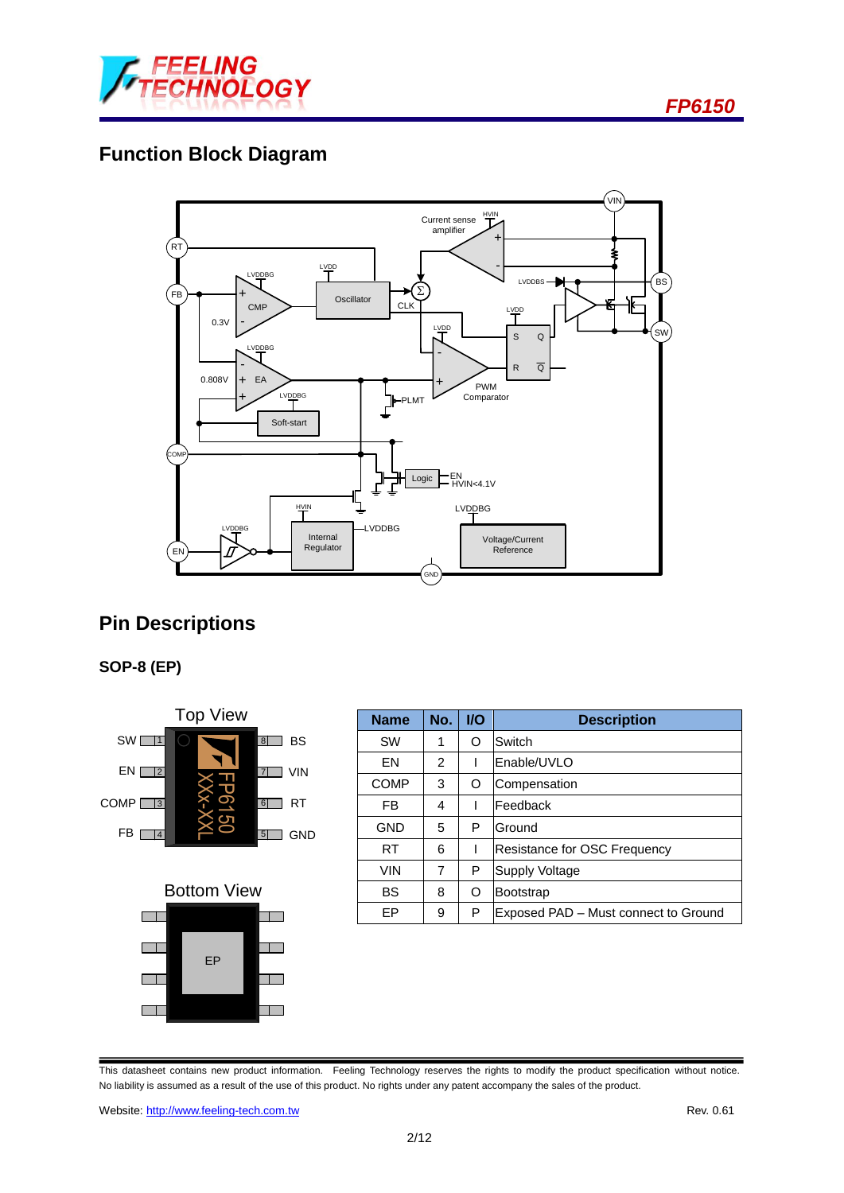## Function Block Diagram

VIN
RT
FB
COMP
EN
GND
BS
SW
Current sense amplifier
HVIN
LVDD
LVDDBG
CMP
0.3V
Oscillator
Σ
CLK
LVDDBS
EA
0.808V
Soft-start
PLMT
PWM Comparator
S Q
R Q̄
Logic
EN
HVIN<4.1V
Internal Regulator
Voltage/Current Reference

## Pin Descriptions

### SOP-8 (EP)

Top View

SW 1 | 8 BS
EN 2 | 7 VIN
COMP 3 | 6 RT
FB 4 | 5 GND

FP6150
XXx-XXL

Bottom View

EP

| Name | No. | I/O | Description |
|---|---|---|---|
| SW | 1 | O | Switch |
| EN | 2 | I | Enable/UVLO |
| COMP | 3 | O | Compensation |
| FB | 4 | I | Feedback |
| GND | 5 | P | Ground |
| RT | 6 | I | Resistance for OSC Frequency |
| VIN | 7 | P | Supply Voltage |
| BS | 8 | O | Bootstrap |
| EP | 9 | P | Exposed PAD – Must connect to Ground |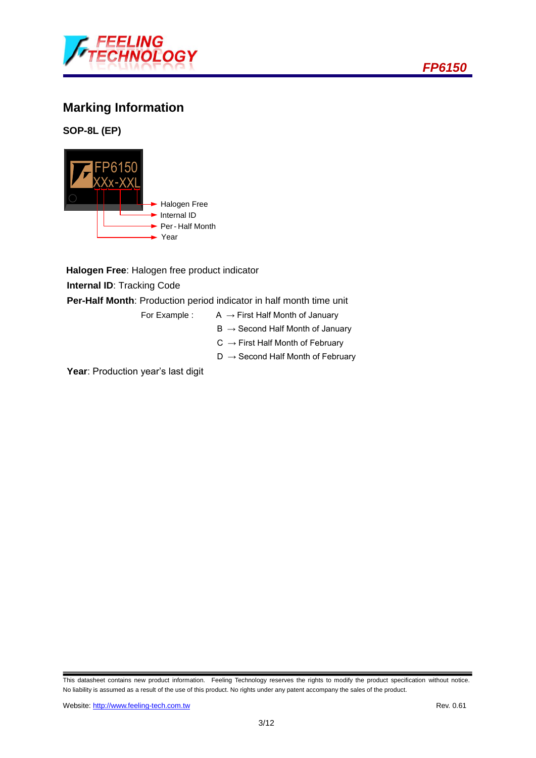## Marking Information

### SOP-8L (EP)

FP6150
XXx-XXL

Halogen Free
Internal ID
Per - Half Month
Year

**Halogen Free**: Halogen free product indicator

**Internal ID**: Tracking Code

**Per-Half Month**: Production period indicator in half month time unit

For Example :
- A → First Half Month of January
- B → Second Half Month of January
- C → First Half Month of February
- D → Second Half Month of February

**Year**: Production year's last digit

This datasheet contains new product information. Feeling Technology reserves the rights to modify the product specification without notice. No liability is assumed as a result of the use of this product. No rights under any patent accompany the sales of the product.

Website: http://www.feeling-tech.com.tw

Rev. 0.61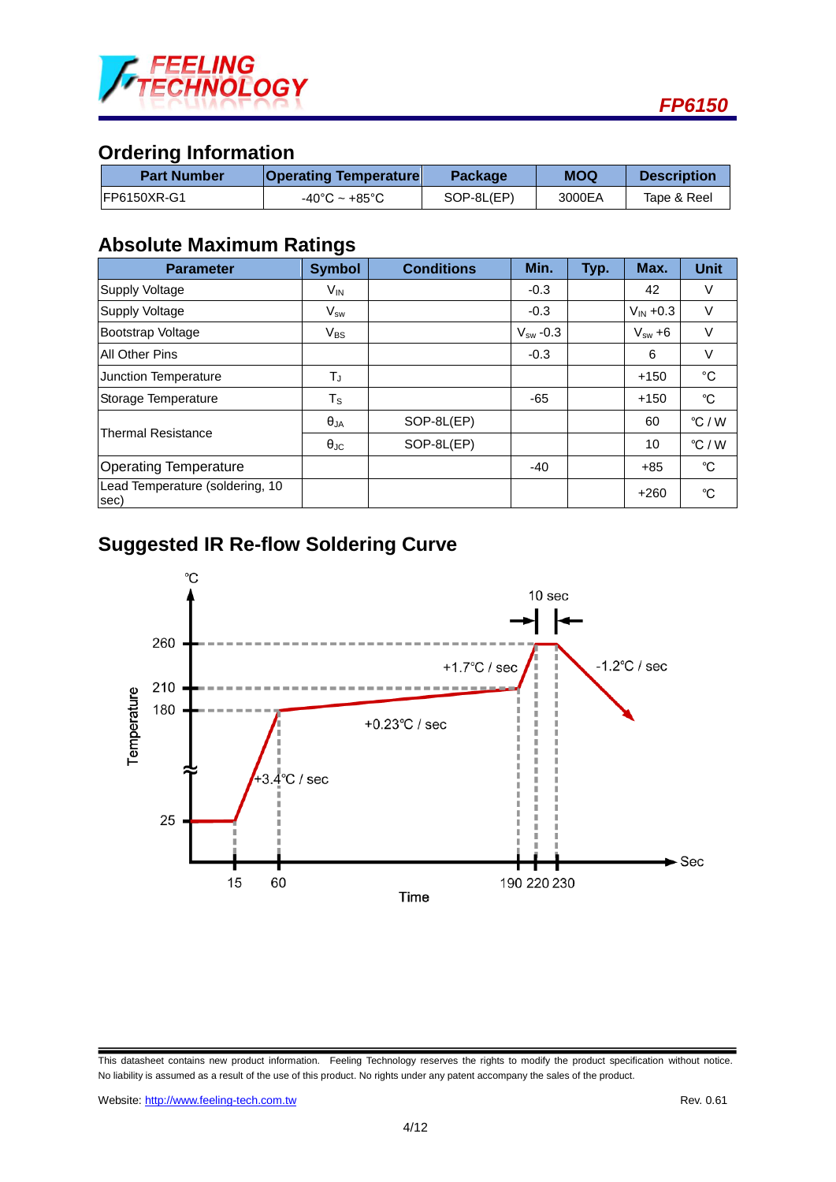## Ordering Information

| Part Number | Operating Temperature | Package | MOQ | Description |
|---|---|---|---|---|
| FP6150XR-G1 | -40°C ~ +85°C | SOP-8L(EP) | 3000EA | Tape & Reel |

## Absolute Maximum Ratings

| Parameter | Symbol | Conditions | Min. | Typ. | Max. | Unit |
|---|---|---|---|---|---|---|
| Supply Voltage | $V_{IN}$ | | -0.3 | | 42 | V |
| Supply Voltage | $V_{sw}$ | | -0.3 | | $V_{IN}$ +0.3 | V |
| Bootstrap Voltage | $V_{BS}$ | | $V_{sw}$ -0.3 | | $V_{sw}$ +6 | V |
| All Other Pins | | | -0.3 | | 6 | V |
| Junction Temperature | $T_J$ | | | | +150 | ℃ |
| Storage Temperature | $T_S$ | | -65 | | +150 | ℃ |
| Thermal Resistance | $\theta_{JA}$ | SOP-8L(EP) | | | 60 | ℃ / W |
| | $\theta_{JC}$ | SOP-8L(EP) | | | 10 | ℃ / W |
| Operating Temperature | | | -40 | | +85 | ℃ |
| Lead Temperature (soldering, 10 sec) | | | | | +260 | ℃ |

## Suggested IR Re-flow Soldering Curve

℃
10 sec
260
210
180
25
Temperature
+1.7℃ / sec
-1.2℃ / sec
+0.23℃ / sec
+3.4℃ / sec
Sec
15
60
190 220 230
Time

This datasheet contains new product information. Feeling Technology reserves the rights to modify the product specification without notice. No liability is assumed as a result of the use of this product. No rights under any patent accompany the sales of the product.

Website: http://www.feeling-tech.com.tw

Rev. 0.61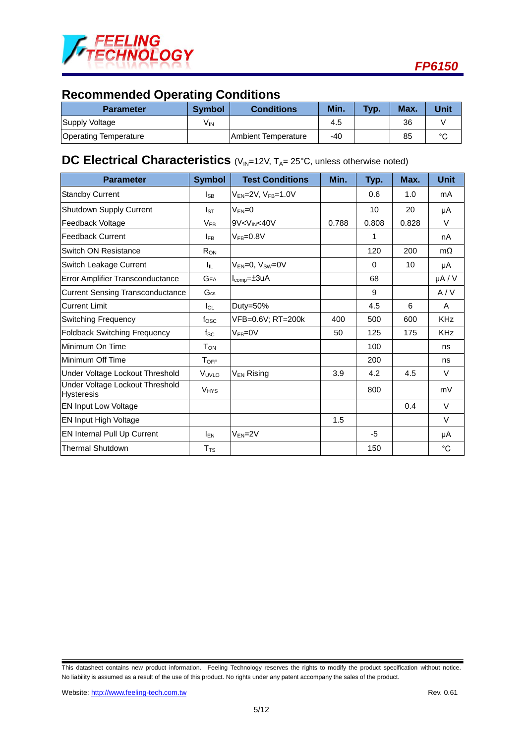## Recommended Operating Conditions

| Parameter | Symbol | Conditions | Min. | Typ. | Max. | Unit |
|---|---|---|---|---|---|---|
| Supply Voltage | $V_{IN}$ | | 4.5 | | 36 | V |
| Operating Temperature | | Ambient Temperature | -40 | | 85 | °C |

## DC Electrical Characteristics ($V_{IN}$=12V, $T_A$= 25°C, unless otherwise noted)

| Parameter | Symbol | Test Conditions | Min. | Typ. | Max. | Unit |
|---|---|---|---|---|---|---|
| Standby Current | $I_{SB}$ | $V_{EN}$=2V, $V_{FB}$=1.0V | | 0.6 | 1.0 | mA |
| Shutdown Supply Current | $I_{ST}$ | $V_{EN}$=0 | | 10 | 20 | μA |
| Feedback Voltage | $V_{FB}$ | 9V<$V_{IN}$<40V | 0.788 | 0.808 | 0.828 | V |
| Feedback Current | $I_{FB}$ | $V_{FB}$=0.8V | | 1 | | nA |
| Switch ON Resistance | $R_{ON}$ | | | 120 | 200 | mΩ |
| Switch Leakage Current | $I_{IL}$ | $V_{EN}$=0, $V_{SW}$=0V | | 0 | 10 | μA |
| Error Amplifier Transconductance | $G_{EA}$ | $I_{comp}$=±3uA | | 68 | | μA / V |
| Current Sensing Transconductance | $G_{cs}$ | | | 9 | | A / V |
| Current Limit | $I_{CL}$ | Duty=50% | | 4.5 | 6 | A |
| Switching Frequency | $f_{OSC}$ | VFB=0.6V; RT=200k | 400 | 500 | 600 | KHz |
| Foldback Switching Frequency | $f_{SC}$ | $V_{FB}$=0V | 50 | 125 | 175 | KHz |
| Minimum On Time | $T_{ON}$ | | | 100 | | ns |
| Minimum Off Time | $T_{OFF}$ | | | 200 | | ns |
| Under Voltage Lockout Threshold | $V_{UVLO}$ | $V_{EN}$ Rising | 3.9 | 4.2 | 4.5 | V |
| Under Voltage Lockout Threshold Hysteresis | $V_{HYS}$ | | | 800 | | mV |
| EN Input Low Voltage | | | | | 0.4 | V |
| EN Input High Voltage | | | 1.5 | | | V |
| EN Internal Pull Up Current | $I_{EN}$ | $V_{EN}$=2V | | -5 | | μA |
| Thermal Shutdown | $T_{TS}$ | | | 150 | | °C |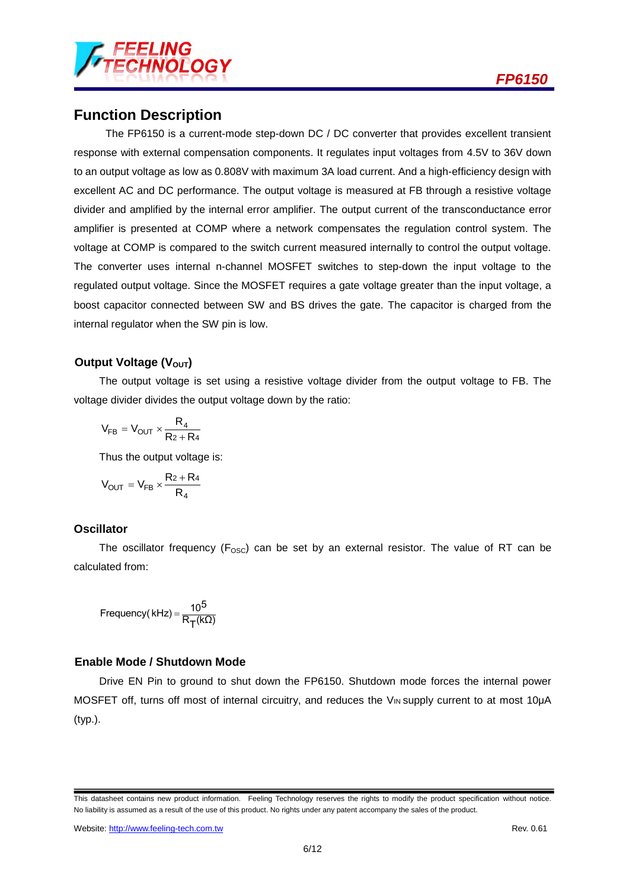## Function Description

The FP6150 is a current-mode step-down DC / DC converter that provides excellent transient response with external compensation components. It regulates input voltages from 4.5V to 36V down to an output voltage as low as 0.808V with maximum 3A load current. And a high-efficiency design with excellent AC and DC performance. The output voltage is measured at FB through a resistive voltage divider and amplified by the internal error amplifier. The output current of the transconductance error amplifier is presented at COMP where a network compensates the regulation control system. The voltage at COMP is compared to the switch current measured internally to control the output voltage. The converter uses internal n-channel MOSFET switches to step-down the input voltage to the regulated output voltage. Since the MOSFET requires a gate voltage greater than the input voltage, a boost capacitor connected between SW and BS drives the gate. The capacitor is charged from the internal regulator when the SW pin is low.

### Output Voltage ($V_{OUT}$)

The output voltage is set using a resistive voltage divider from the output voltage to FB. The voltage divider divides the output voltage down by the ratio:

$$V_{FB} = V_{OUT} \times \frac{R_4}{R_2 + R_4}$$

Thus the output voltage is:

$$V_{OUT} = V_{FB} \times \frac{R_2 + R_4}{R_4}$$

### Oscillator

The oscillator frequency ($F_{OSC}$) can be set by an external resistor. The value of RT can be calculated from:

$$\text{Frequency}(\text{kHz}) = \frac{10^5}{R_T(\text{k}\Omega)}$$

### Enable Mode / Shutdown Mode

Drive EN Pin to ground to shut down the FP6150. Shutdown mode forces the internal power MOSFET off, turns off most of internal circuitry, and reduces the $V_{IN}$ supply current to at most 10μA (typ.).

This datasheet contains new product information. Feeling Technology reserves the rights to modify the product specification without notice. No liability is assumed as a result of the use of this product. No rights under any patent accompany the sales of the product.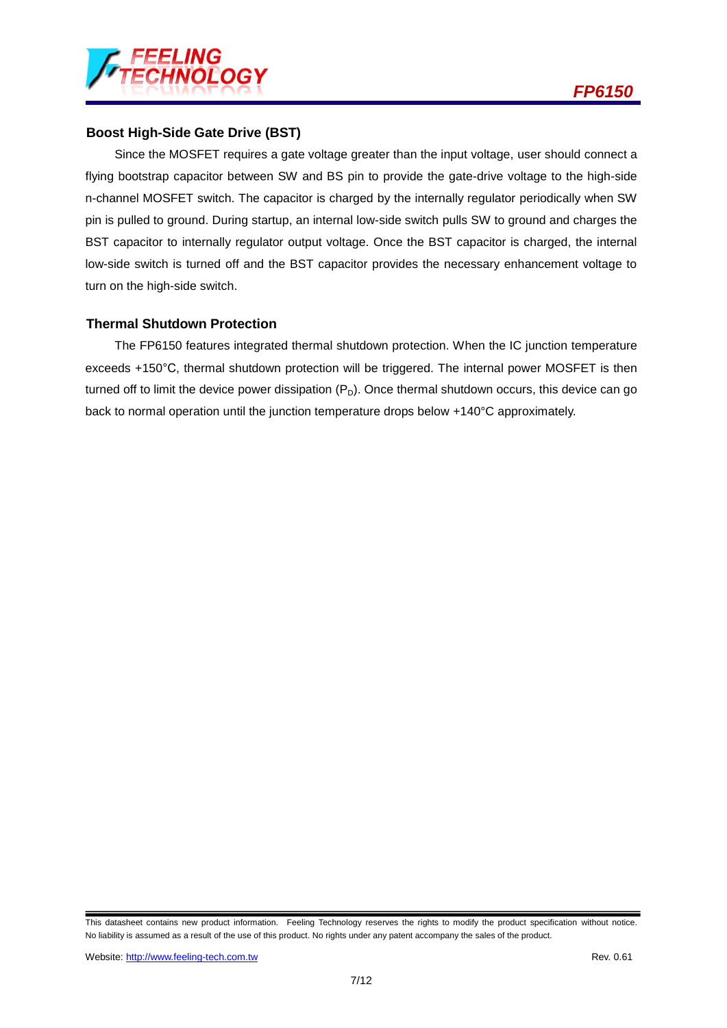### Boost High-Side Gate Drive (BST)

Since the MOSFET requires a gate voltage greater than the input voltage, user should connect a flying bootstrap capacitor between SW and BS pin to provide the gate-drive voltage to the high-side n-channel MOSFET switch. The capacitor is charged by the internally regulator periodically when SW pin is pulled to ground. During startup, an internal low-side switch pulls SW to ground and charges the BST capacitor to internally regulator output voltage. Once the BST capacitor is charged, the internal low-side switch is turned off and the BST capacitor provides the necessary enhancement voltage to turn on the high-side switch.

### Thermal Shutdown Protection

The FP6150 features integrated thermal shutdown protection. When the IC junction temperature exceeds +150°C, thermal shutdown protection will be triggered. The internal power MOSFET is then turned off to limit the device power dissipation ($P_D$). Once thermal shutdown occurs, this device can go back to normal operation until the junction temperature drops below +140°C approximately.

This datasheet contains new product information. Feeling Technology reserves the rights to modify the product specification without notice. No liability is assumed as a result of the use of this product. No rights under any patent accompany the sales of the product.

Website: http://www.feeling-tech.com.tw

Rev. 0.61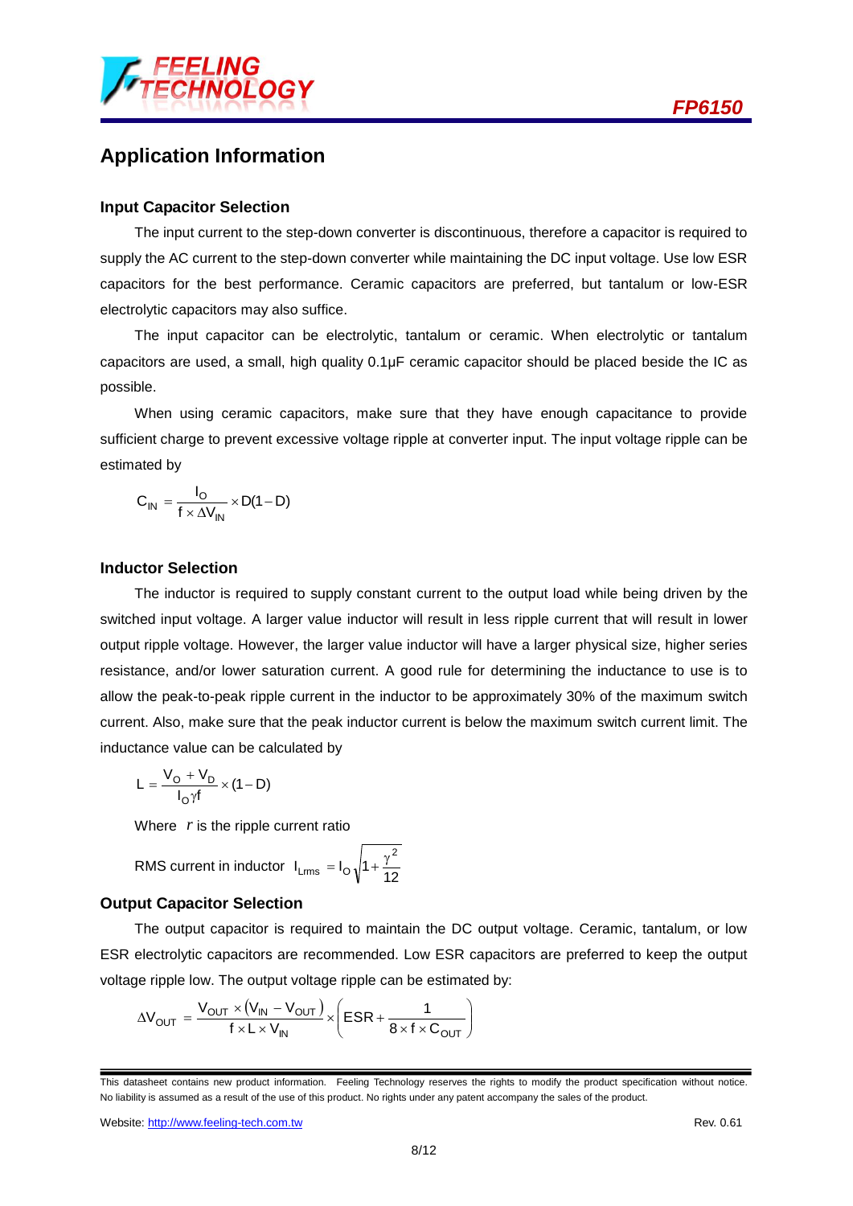## Application Information

### Input Capacitor Selection

The input current to the step-down converter is discontinuous, therefore a capacitor is required to supply the AC current to the step-down converter while maintaining the DC input voltage. Use low ESR capacitors for the best performance. Ceramic capacitors are preferred, but tantalum or low-ESR electrolytic capacitors may also suffice.

The input capacitor can be electrolytic, tantalum or ceramic. When electrolytic or tantalum capacitors are used, a small, high quality 0.1μF ceramic capacitor should be placed beside the IC as possible.

When using ceramic capacitors, make sure that they have enough capacitance to provide sufficient charge to prevent excessive voltage ripple at converter input. The input voltage ripple can be estimated by

$$C_{IN} = \frac{I_O}{f \times \Delta V_{IN}} \times D(1-D)$$

### Inductor Selection

The inductor is required to supply constant current to the output load while being driven by the switched input voltage. A larger value inductor will result in less ripple current that will result in lower output ripple voltage. However, the larger value inductor will have a larger physical size, higher series resistance, and/or lower saturation current. A good rule for determining the inductance to use is to allow the peak-to-peak ripple current in the inductor to be approximately 30% of the maximum switch current. Also, make sure that the peak inductor current is below the maximum switch current limit. The inductance value can be calculated by

$$L = \frac{V_O + V_D}{I_O \gamma f} \times (1-D)$$

Where *r* is the ripple current ratio

RMS current in inductor $I_{Lrms} = I_O \sqrt{1 + \frac{\gamma^2}{12}}$

### Output Capacitor Selection

The output capacitor is required to maintain the DC output voltage. Ceramic, tantalum, or low ESR electrolytic capacitors are recommended. Low ESR capacitors are preferred to keep the output voltage ripple low. The output voltage ripple can be estimated by:

$$\Delta V_{OUT} = \frac{V_{OUT} \times (V_{IN} - V_{OUT})}{f \times L \times V_{IN}} \times \left( ESR + \frac{1}{8 \times f \times C_{OUT}} \right)$$

This datasheet contains new product information. Feeling Technology reserves the rights to modify the product specification without notice. No liability is assumed as a result of the use of this product. No rights under any patent accompany the sales of the product.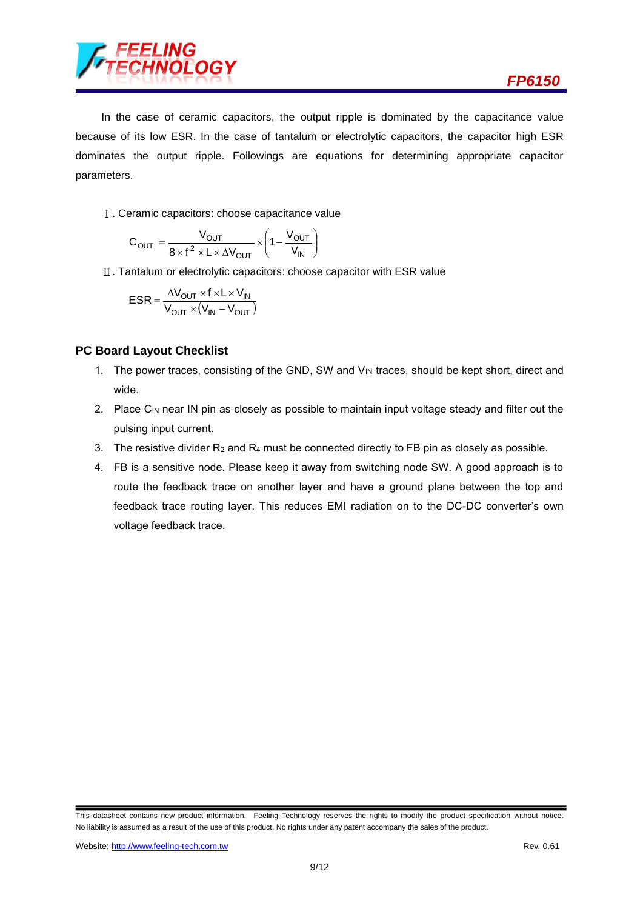In the case of ceramic capacitors, the output ripple is dominated by the capacitance value because of its low ESR. In the case of tantalum or electrolytic capacitors, the capacitor high ESR dominates the output ripple. Followings are equations for determining appropriate capacitor parameters.

Ⅰ. Ceramic capacitors: choose capacitance value

$$C_{OUT} = \frac{V_{OUT}}{8 \times f^2 \times L \times \Delta V_{OUT}} \times \left(1 - \frac{V_{OUT}}{V_{IN}}\right)$$

Ⅱ. Tantalum or electrolytic capacitors: choose capacitor with ESR value

$$ESR = \frac{\Delta V_{OUT} \times f \times L \times V_{IN}}{V_{OUT} \times (V_{IN} - V_{OUT})}$$

## PC Board Layout Checklist

1. The power traces, consisting of the GND, SW and $V_{IN}$ traces, should be kept short, direct and wide.
2. Place $C_{IN}$ near IN pin as closely as possible to maintain input voltage steady and filter out the pulsing input current.
3. The resistive divider $R_2$ and $R_4$ must be connected directly to FB pin as closely as possible.
4. FB is a sensitive node. Please keep it away from switching node SW. A good approach is to route the feedback trace on another layer and have a ground plane between the top and feedback trace routing layer. This reduces EMI radiation on to the DC-DC converter's own voltage feedback trace.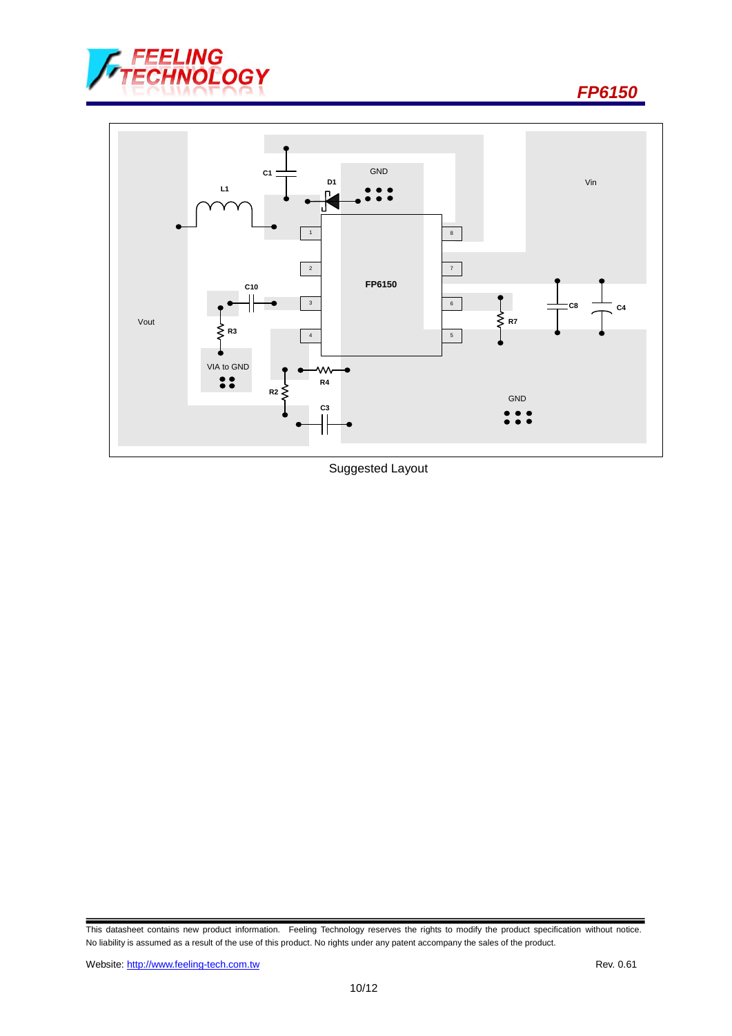GND

Vin

C1

D1

L1

1

8

2

7

FP6150

C10

3

6

Vout

R7

C8

C4

R3

4

5

VIA to GND

R4

R2

GND

C3

Suggested Layout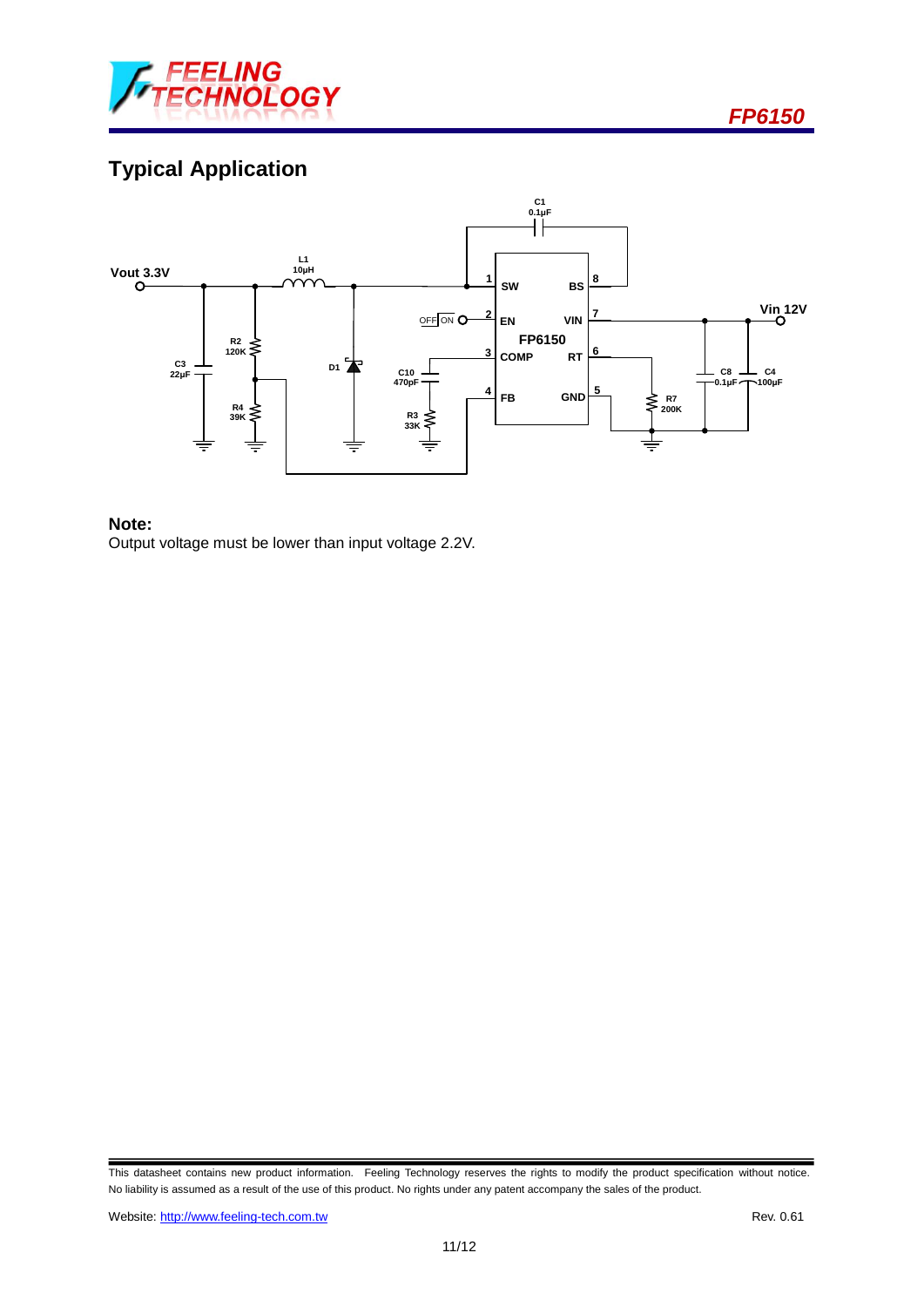## Typical Application

C1
0.1µF

L1
10µH

Vout 3.3V

1 SW
BS 8

OFF ON
2 EN
VIN 7

Vin 12V

FP6150

R2
120K

C3
22µF

D1

C10
470pF

3 COMP
RT 6

C8
0.1µF

C4
100µF

4 FB
GND 5

R7
200K

R4
39K

R3
33K

**Note:**

Output voltage must be lower than input voltage 2.2V.

This datasheet contains new product information. Feeling Technology reserves the rights to modify the product specification without notice. No liability is assumed as a result of the use of this product. No rights under any patent accompany the sales of the product.

Website: http://www.feeling-tech.com.tw

Rev. 0.61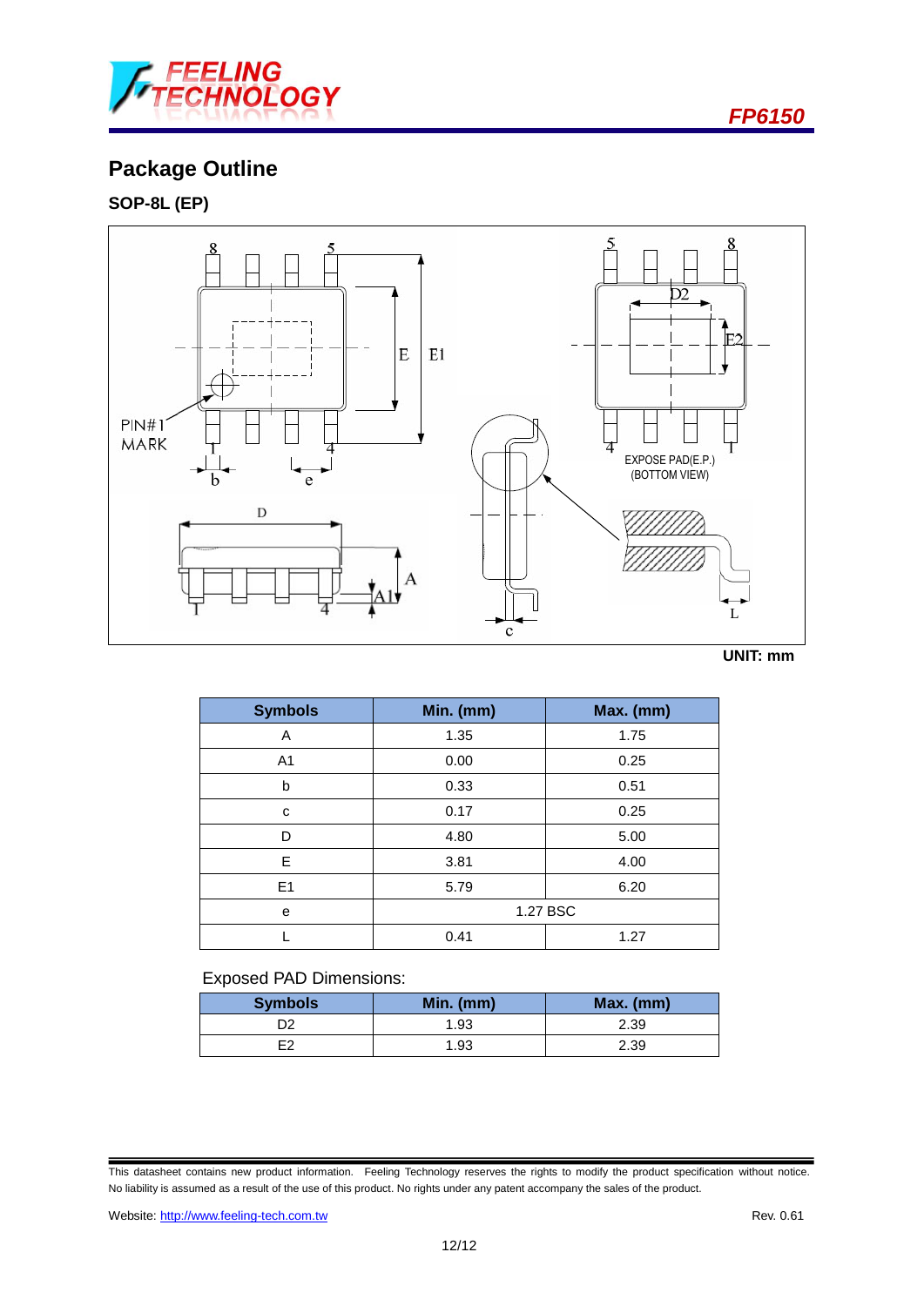## Package Outline

### SOP-8L (EP)

UNIT: mm

| Symbols | Min. (mm) | Max. (mm) |
|---|---|---|
| A | 1.35 | 1.75 |
| A1 | 0.00 | 0.25 |
| b | 0.33 | 0.51 |
| c | 0.17 | 0.25 |
| D | 4.80 | 5.00 |
| E | 3.81 | 4.00 |
| E1 | 5.79 | 6.20 |
| e | 1.27 BSC | |
| L | 0.41 | 1.27 |

Exposed PAD Dimensions:

| Symbols | Min. (mm) | Max. (mm) |
|---|---|---|
| D2 | 1.93 | 2.39 |
| E2 | 1.93 | 2.39 |

This datasheet contains new product information. Feeling Technology reserves the rights to modify the product specification without notice. No liability is assumed as a result of the use of this product. No rights under any patent accompany the sales of the product.

Website: http://www.feeling-tech.com.tw

Rev. 0.61